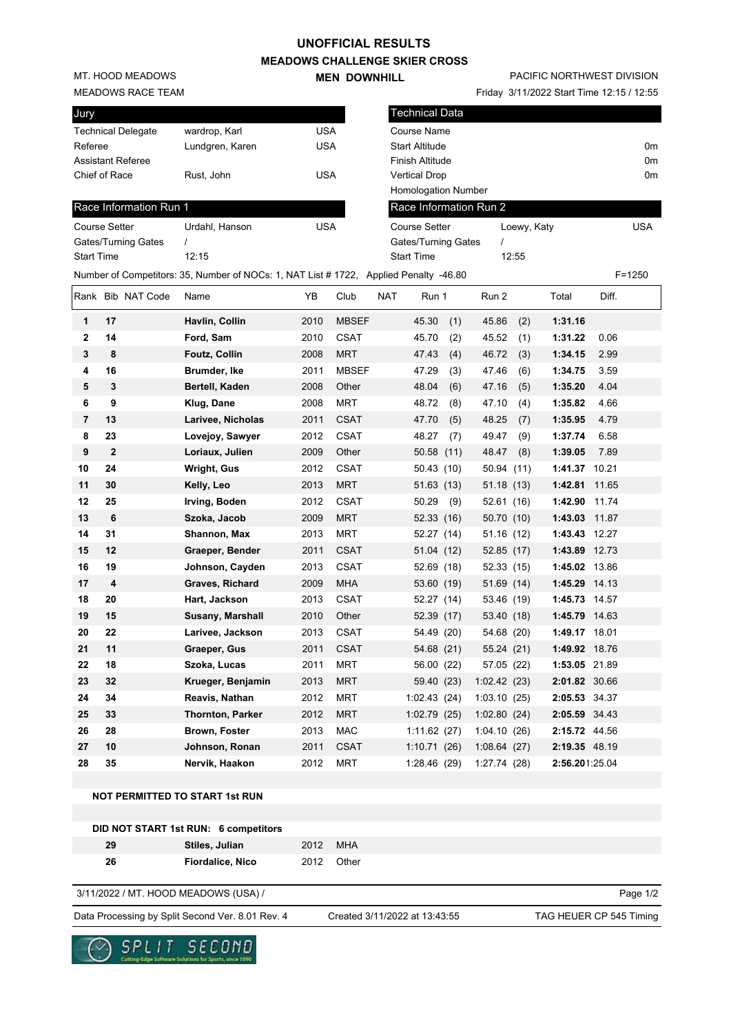# UNOFFICIAL RESULTS

## MEADOWS CHALLENGE SKIER CROSS

### MEN DOWNHILL

MT. HOOD MEADOWS
MEADOWS RACE TEAM

PACIFIC NORTHWEST DIVISION
Friday 3/11/2022 Start Time 12:15 / 12:55

| Jury | | |
|---|---|---|
| Technical Delegate | wardrop, Karl | USA |
| Referee | Lundgren, Karen | USA |
| Assistant Referee | | |
| Chief of Race | Rust, John | USA |

| Technical Data | |
|---|---|
| Course Name | |
| Start Altitude | 0m |
| Finish Altitude | 0m |
| Vertical Drop | 0m |
| Homologation Number | |

| Race Information Run 1 | | |
|---|---|---|
| Course Setter | Urdahl, Hanson | USA |
| Gates/Turning Gates | / | |
| Start Time | 12:15 | |

| Race Information Run 2 | | |
|---|---|---|
| Course Setter | Loewy, Katy | USA |
| Gates/Turning Gates | / | |
| Start Time | 12:55 | |

Number of Competitors: 35, Number of NOCs: 1, NAT List # 1722, Applied Penalty -46.80 F=1250

| Rank | Bib | NAT Code | Name | YB | Club | NAT | Run 1 | Run 2 | Total | Diff. |
|---|---|---|---|---|---|---|---|---|---|---|
| 1 | 17 | | Havlin, Collin | 2010 | MBSEF | | 45.30 (1) | 45.86 (2) | 1:31.16 | |
| 2 | 14 | | Ford, Sam | 2010 | CSAT | | 45.70 (2) | 45.52 (1) | 1:31.22 | 0.06 |
| 3 | 8 | | Foutz, Collin | 2008 | MRT | | 47.43 (4) | 46.72 (3) | 1:34.15 | 2.99 |
| 4 | 16 | | Brumder, Ike | 2011 | MBSEF | | 47.29 (3) | 47.46 (6) | 1:34.75 | 3.59 |
| 5 | 3 | | Bertell, Kaden | 2008 | Other | | 48.04 (6) | 47.16 (5) | 1:35.20 | 4.04 |
| 6 | 9 | | Klug, Dane | 2008 | MRT | | 48.72 (8) | 47.10 (4) | 1:35.82 | 4.66 |
| 7 | 13 | | Larivee, Nicholas | 2011 | CSAT | | 47.70 (5) | 48.25 (7) | 1:35.95 | 4.79 |
| 8 | 23 | | Lovejoy, Sawyer | 2012 | CSAT | | 48.27 (7) | 49.47 (9) | 1:37.74 | 6.58 |
| 9 | 2 | | Loriaux, Julien | 2009 | Other | | 50.58 (11) | 48.47 (8) | 1:39.05 | 7.89 |
| 10 | 24 | | Wright, Gus | 2012 | CSAT | | 50.43 (10) | 50.94 (11) | 1:41.37 | 10.21 |
| 11 | 30 | | Kelly, Leo | 2013 | MRT | | 51.63 (13) | 51.18 (13) | 1:42.81 | 11.65 |
| 12 | 25 | | Irving, Boden | 2012 | CSAT | | 50.29 (9) | 52.61 (16) | 1:42.90 | 11.74 |
| 13 | 6 | | Szoka, Jacob | 2009 | MRT | | 52.33 (16) | 50.70 (10) | 1:43.03 | 11.87 |
| 14 | 31 | | Shannon, Max | 2013 | MRT | | 52.27 (14) | 51.16 (12) | 1:43.43 | 12.27 |
| 15 | 12 | | Graeper, Bender | 2011 | CSAT | | 51.04 (12) | 52.85 (17) | 1:43.89 | 12.73 |
| 16 | 19 | | Johnson, Cayden | 2013 | CSAT | | 52.69 (18) | 52.33 (15) | 1:45.02 | 13.86 |
| 17 | 4 | | Graves, Richard | 2009 | MHA | | 53.60 (19) | 51.69 (14) | 1:45.29 | 14.13 |
| 18 | 20 | | Hart, Jackson | 2013 | CSAT | | 52.27 (14) | 53.46 (19) | 1:45.73 | 14.57 |
| 19 | 15 | | Susany, Marshall | 2010 | Other | | 52.39 (17) | 53.40 (18) | 1:45.79 | 14.63 |
| 20 | 22 | | Larivee, Jackson | 2013 | CSAT | | 54.49 (20) | 54.68 (20) | 1:49.17 | 18.01 |
| 21 | 11 | | Graeper, Gus | 2011 | CSAT | | 54.68 (21) | 55.24 (21) | 1:49.92 | 18.76 |
| 22 | 18 | | Szoka, Lucas | 2011 | MRT | | 56.00 (22) | 57.05 (22) | 1:53.05 | 21.89 |
| 23 | 32 | | Krueger, Benjamin | 2013 | MRT | | 59.40 (23) | 1:02.42 (23) | 2:01.82 | 30.66 |
| 24 | 34 | | Reavis, Nathan | 2012 | MRT | | 1:02.43 (24) | 1:03.10 (25) | 2:05.53 | 34.37 |
| 25 | 33 | | Thornton, Parker | 2012 | MRT | | 1:02.79 (25) | 1:02.80 (24) | 2:05.59 | 34.43 |
| 26 | 28 | | Brown, Foster | 2013 | MAC | | 1:11.62 (27) | 1:04.10 (26) | 2:15.72 | 44.56 |
| 27 | 10 | | Johnson, Ronan | 2011 | CSAT | | 1:10.71 (26) | 1:08.64 (27) | 2:19.35 | 48.19 |
| 28 | 35 | | Nervik, Haakon | 2012 | MRT | | 1:28.46 (29) | 1:27.74 (28) | 2:56.20 | 1:25.04 |

**NOT PERMITTED TO START 1st RUN**

**DID NOT START 1st RUN: 6 competitors**

| Bib | Name | YB | Club |
|---|---|---|---|
| 29 | Stiles, Julian | 2012 | MHA |
| 26 | Fiordalice, Nico | 2012 | Other |

3/11/2022 / MT. HOOD MEADOWS (USA) /

Data Processing by Split Second Ver. 8.01 Rev. 4 — Created 3/11/2022 at 13:43:55 — TAG HEUER CP 545 Timing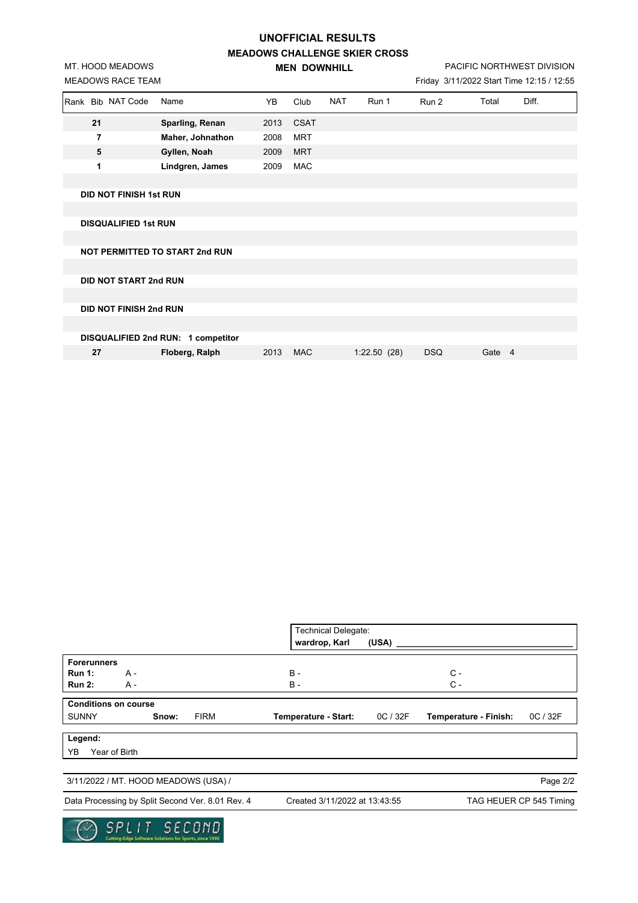# UNOFFICIAL RESULTS

## MEADOWS CHALLENGE SKIER CROSS

### MEN DOWNHILL

MT. HOOD MEADOWS
MEADOWS RACE TEAM

PACIFIC NORTHWEST DIVISION
Friday 3/11/2022 Start Time 12:15 / 12:55

| Rank | Bib | NAT Code | Name | YB | Club | NAT | Run 1 | Run 2 | Total | Diff. |
|---|---|---|---|---|---|---|---|---|---|---|
| | 21 | | **Sparling, Renan** | 2013 | CSAT | | | | | |
| | 7 | | **Maher, Johnathon** | 2008 | MRT | | | | | |
| | 5 | | **Gyllen, Noah** | 2009 | MRT | | | | | |
| | 1 | | **Lindgren, James** | 2009 | MAC | | | | | |
| **DID NOT FINISH 1st RUN** | | | | | | | | | | |
| **DISQUALIFIED 1st RUN** | | | | | | | | | | |
| **NOT PERMITTED TO START 2nd RUN** | | | | | | | | | | |
| **DID NOT START 2nd RUN** | | | | | | | | | | |
| **DID NOT FINISH 2nd RUN** | | | | | | | | | | |
| **DISQUALIFIED 2nd RUN: 1 competitor** | | | | | | | | | | |
| | 27 | | **Floberg, Ralph** | 2013 | MAC | | 1:22.50 (28) | DSQ | Gate 4 | |

Technical Delegate:
**wardrop, Karl (USA)** ____________________

| **Forerunners** | | | |
|---|---|---|---|
| **Run 1:** | A - | B - | C - |
| **Run 2:** | A - | B - | C - |

| **Conditions on course** | | | | | | |
|---|---|---|---|---|---|---|
| SUNNY | **Snow:** | FIRM | **Temperature - Start:** | 0C / 32F | **Temperature - Finish:** | 0C / 32F |

**Legend:**
YB Year of Birth

3/11/2022 / MT. HOOD MEADOWS (USA) /

Data Processing by Split Second Ver. 8.01 Rev. 4 — Created 3/11/2022 at 13:43:55 — TAG HEUER CP 545 Timing